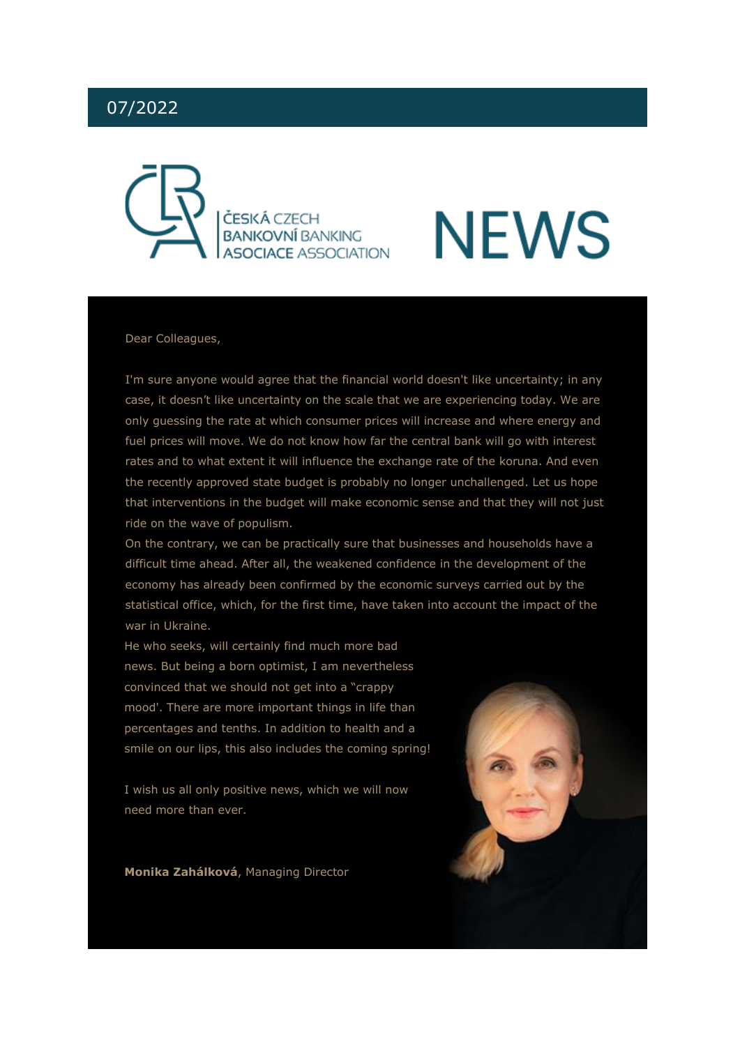07/2022

ČESKÁ BANKOVNÍ ASOCIACE CZECH BANKING ASSOCIATION

# NEWS

Dear Colleagues,

I'm sure anyone would agree that the financial world doesn't like uncertainty; in any case, it doesn't like uncertainty on the scale that we are experiencing today. We are only guessing the rate at which consumer prices will increase and where energy and fuel prices will move. We do not know how far the central bank will go with interest rates and to what extent it will influence the exchange rate of the koruna. And even the recently approved state budget is probably no longer unchallenged. Let us hope that interventions in the budget will make economic sense and that they will not just ride on the wave of populism.
On the contrary, we can be practically sure that businesses and households have a difficult time ahead. After all, the weakened confidence in the development of the economy has already been confirmed by the economic surveys carried out by the statistical office, which, for the first time, have taken into account the impact of the war in Ukraine.
He who seeks, will certainly find much more bad news. But being a born optimist, I am nevertheless convinced that we should not get into a "crappy mood'. There are more important things in life than percentages and tenths. In addition to health and a smile on our lips, this also includes the coming spring!

I wish us all only positive news, which we will now need more than ever.

**Monika Zahálková**, Managing Director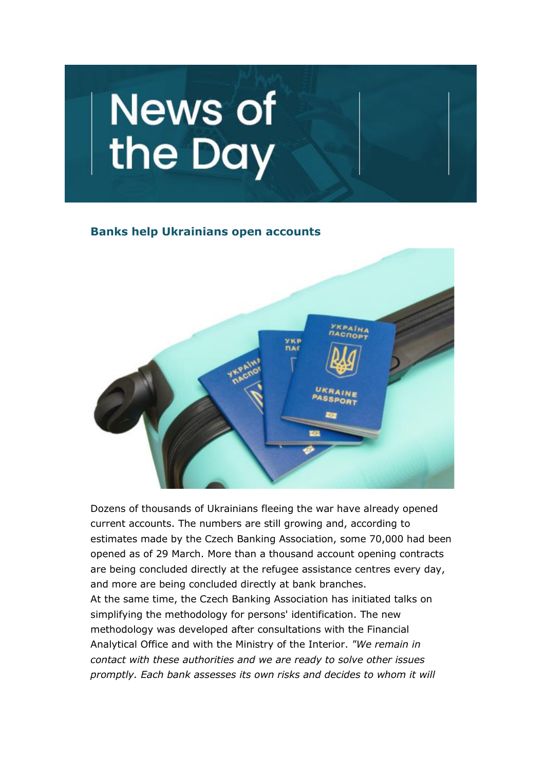# News of the Day

## Banks help Ukrainians open accounts

Dozens of thousands of Ukrainians fleeing the war have already opened current accounts. The numbers are still growing and, according to estimates made by the Czech Banking Association, some 70,000 had been opened as of 29 March. More than a thousand account opening contracts are being concluded directly at the refugee assistance centres every day, and more are being concluded directly at bank branches.

At the same time, the Czech Banking Association has initiated talks on simplifying the methodology for persons' identification. The new methodology was developed after consultations with the Financial Analytical Office and with the Ministry of the Interior. *"We remain in contact with these authorities and we are ready to solve other issues promptly. Each bank assesses its own risks and decides to whom it will*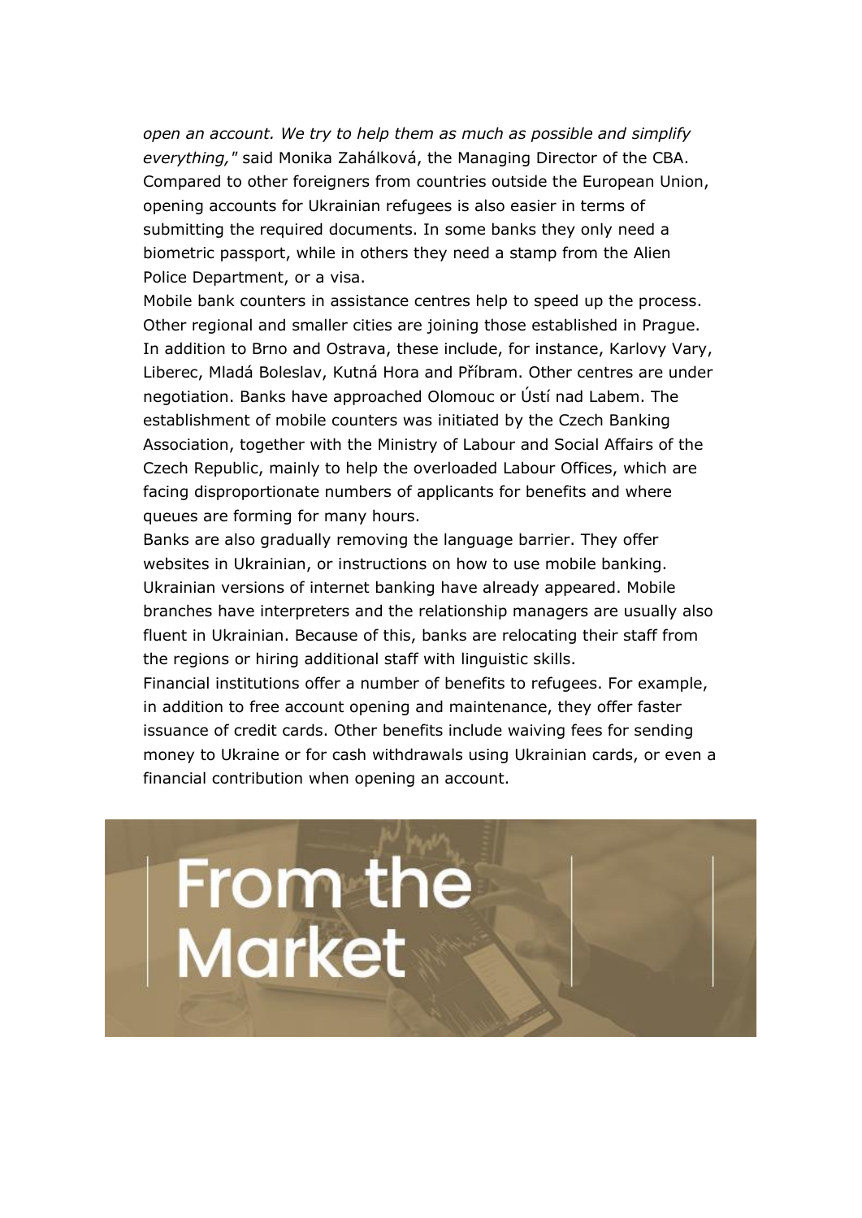*open an account. We try to help them as much as possible and simplify everything,"* said Monika Zahálková, the Managing Director of the CBA. Compared to other foreigners from countries outside the European Union, opening accounts for Ukrainian refugees is also easier in terms of submitting the required documents. In some banks they only need a biometric passport, while in others they need a stamp from the Alien Police Department, or a visa.

Mobile bank counters in assistance centres help to speed up the process. Other regional and smaller cities are joining those established in Prague. In addition to Brno and Ostrava, these include, for instance, Karlovy Vary, Liberec, Mladá Boleslav, Kutná Hora and Příbram. Other centres are under negotiation. Banks have approached Olomouc or Ústí nad Labem. The establishment of mobile counters was initiated by the Czech Banking Association, together with the Ministry of Labour and Social Affairs of the Czech Republic, mainly to help the overloaded Labour Offices, which are facing disproportionate numbers of applicants for benefits and where queues are forming for many hours.

Banks are also gradually removing the language barrier. They offer websites in Ukrainian, or instructions on how to use mobile banking. Ukrainian versions of internet banking have already appeared. Mobile branches have interpreters and the relationship managers are usually also fluent in Ukrainian. Because of this, banks are relocating their staff from the regions or hiring additional staff with linguistic skills.

Financial institutions offer a number of benefits to refugees. For example, in addition to free account opening and maintenance, they offer faster issuance of credit cards. Other benefits include waiving fees for sending money to Ukraine or for cash withdrawals using Ukrainian cards, or even a financial contribution when opening an account.

# From the Market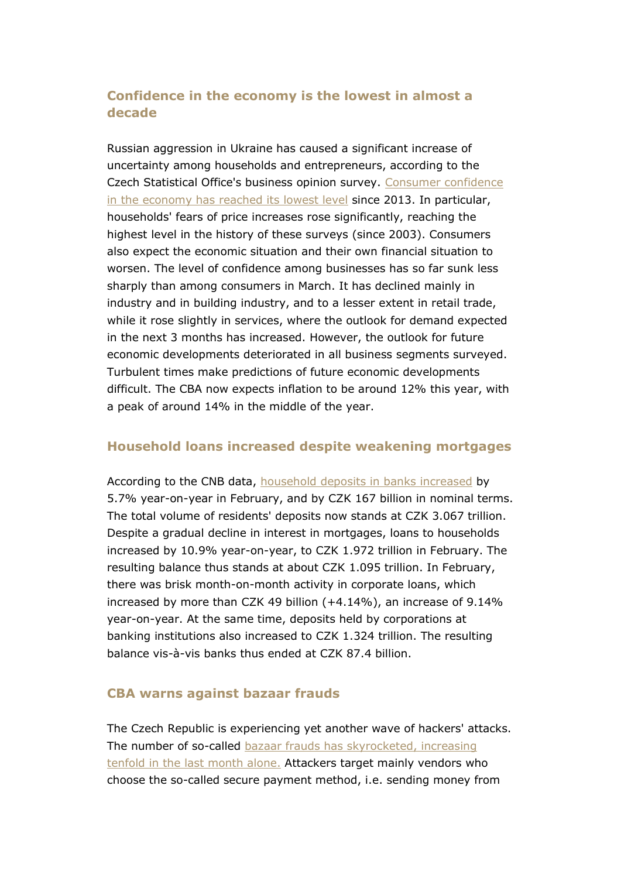## Confidence in the economy is the lowest in almost a decade

Russian aggression in Ukraine has caused a significant increase of uncertainty among households and entrepreneurs, according to the Czech Statistical Office's business opinion survey. Consumer confidence in the economy has reached its lowest level since 2013. In particular, households' fears of price increases rose significantly, reaching the highest level in the history of these surveys (since 2003). Consumers also expect the economic situation and their own financial situation to worsen. The level of confidence among businesses has so far sunk less sharply than among consumers in March. It has declined mainly in industry and in building industry, and to a lesser extent in retail trade, while it rose slightly in services, where the outlook for demand expected in the next 3 months has increased. However, the outlook for future economic developments deteriorated in all business segments surveyed. Turbulent times make predictions of future economic developments difficult. The CBA now expects inflation to be around 12% this year, with a peak of around 14% in the middle of the year.

## Household loans increased despite weakening mortgages

According to the CNB data, household deposits in banks increased by 5.7% year-on-year in February, and by CZK 167 billion in nominal terms. The total volume of residents' deposits now stands at CZK 3.067 trillion. Despite a gradual decline in interest in mortgages, loans to households increased by 10.9% year-on-year, to CZK 1.972 trillion in February. The resulting balance thus stands at about CZK 1.095 trillion. In February, there was brisk month-on-month activity in corporate loans, which increased by more than CZK 49 billion (+4.14%), an increase of 9.14% year-on-year. At the same time, deposits held by corporations at banking institutions also increased to CZK 1.324 trillion. The resulting balance vis-à-vis banks thus ended at CZK 87.4 billion.

## CBA warns against bazaar frauds

The Czech Republic is experiencing yet another wave of hackers' attacks. The number of so-called bazaar frauds has skyrocketed, increasing tenfold in the last month alone. Attackers target mainly vendors who choose the so-called secure payment method, i.e. sending money from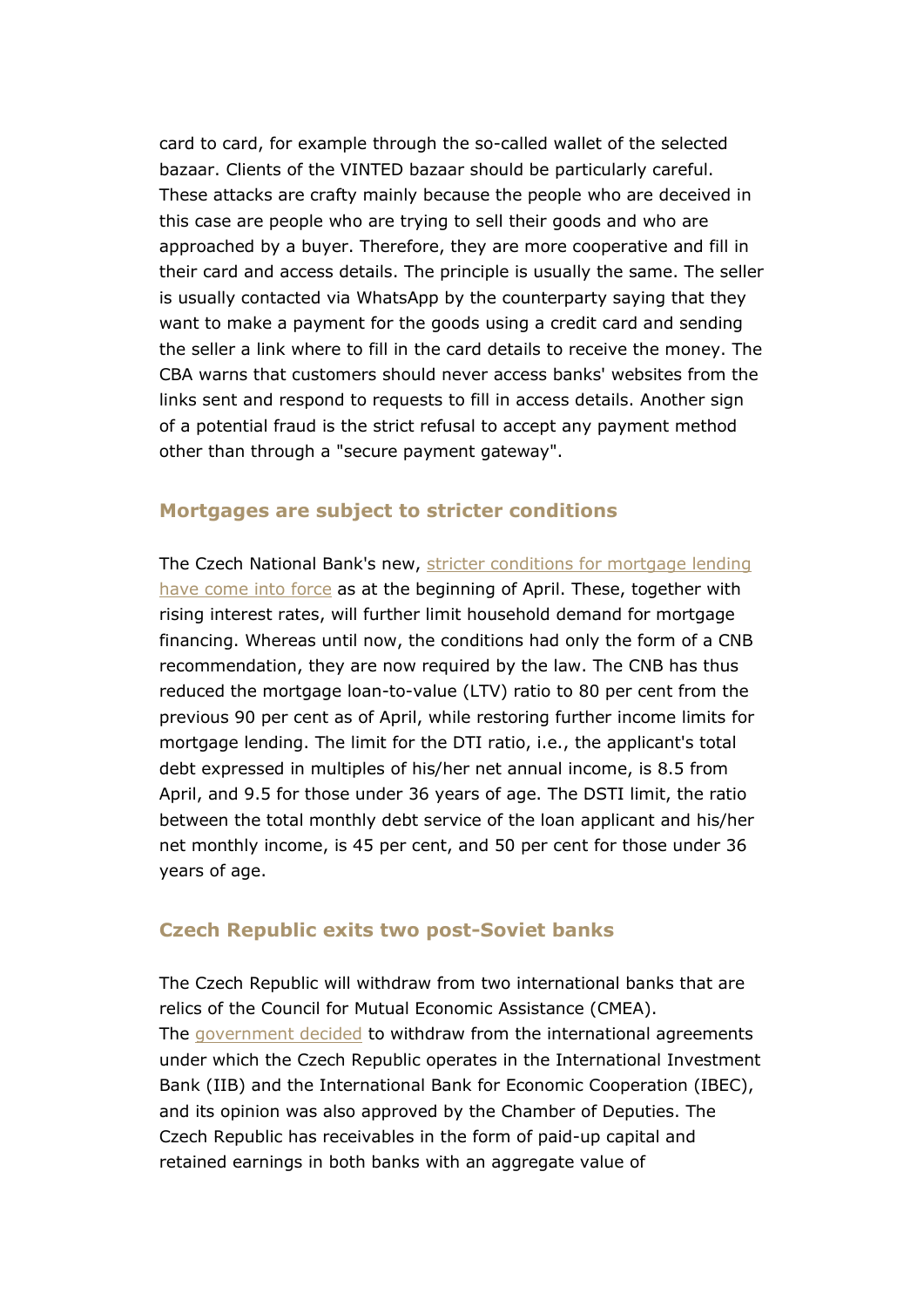card to card, for example through the so-called wallet of the selected bazaar. Clients of the VINTED bazaar should be particularly careful. These attacks are crafty mainly because the people who are deceived in this case are people who are trying to sell their goods and who are approached by a buyer. Therefore, they are more cooperative and fill in their card and access details. The principle is usually the same. The seller is usually contacted via WhatsApp by the counterparty saying that they want to make a payment for the goods using a credit card and sending the seller a link where to fill in the card details to receive the money. The CBA warns that customers should never access banks' websites from the links sent and respond to requests to fill in access details. Another sign of a potential fraud is the strict refusal to accept any payment method other than through a "secure payment gateway".

## Mortgages are subject to stricter conditions

The Czech National Bank's new, stricter conditions for mortgage lending have come into force as at the beginning of April. These, together with rising interest rates, will further limit household demand for mortgage financing. Whereas until now, the conditions had only the form of a CNB recommendation, they are now required by the law. The CNB has thus reduced the mortgage loan-to-value (LTV) ratio to 80 per cent from the previous 90 per cent as of April, while restoring further income limits for mortgage lending. The limit for the DTI ratio, i.e., the applicant's total debt expressed in multiples of his/her net annual income, is 8.5 from April, and 9.5 for those under 36 years of age. The DSTI limit, the ratio between the total monthly debt service of the loan applicant and his/her net monthly income, is 45 per cent, and 50 per cent for those under 36 years of age.

## Czech Republic exits two post-Soviet banks

The Czech Republic will withdraw from two international banks that are relics of the Council for Mutual Economic Assistance (CMEA). The government decided to withdraw from the international agreements under which the Czech Republic operates in the International Investment Bank (IIB) and the International Bank for Economic Cooperation (IBEC), and its opinion was also approved by the Chamber of Deputies. The Czech Republic has receivables in the form of paid-up capital and retained earnings in both banks with an aggregate value of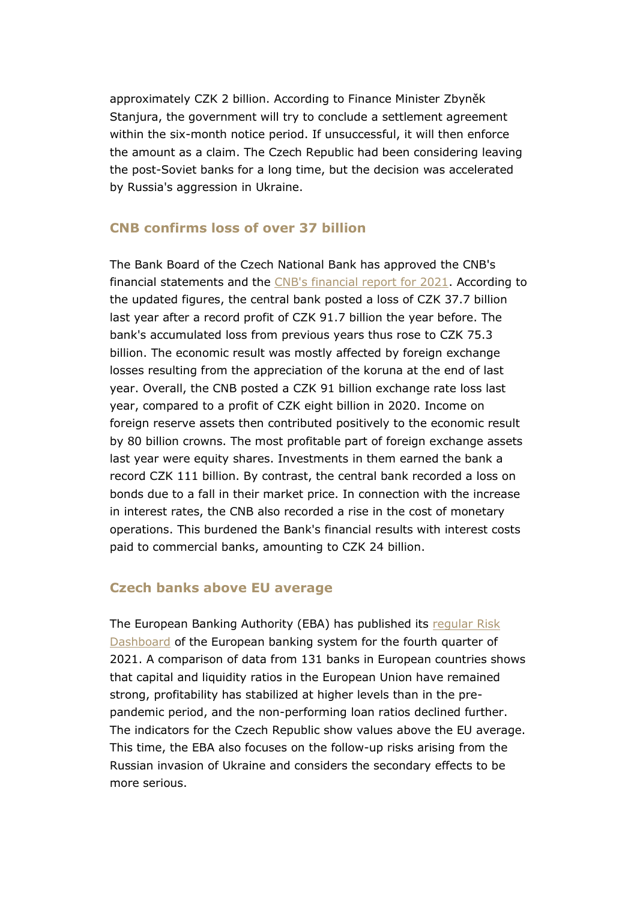approximately CZK 2 billion. According to Finance Minister Zbyněk Stanjura, the government will try to conclude a settlement agreement within the six-month notice period. If unsuccessful, it will then enforce the amount as a claim. The Czech Republic had been considering leaving the post-Soviet banks for a long time, but the decision was accelerated by Russia's aggression in Ukraine.

### CNB confirms loss of over 37 billion

The Bank Board of the Czech National Bank has approved the CNB's financial statements and the CNB's financial report for 2021. According to the updated figures, the central bank posted a loss of CZK 37.7 billion last year after a record profit of CZK 91.7 billion the year before. The bank's accumulated loss from previous years thus rose to CZK 75.3 billion. The economic result was mostly affected by foreign exchange losses resulting from the appreciation of the koruna at the end of last year. Overall, the CNB posted a CZK 91 billion exchange rate loss last year, compared to a profit of CZK eight billion in 2020. Income on foreign reserve assets then contributed positively to the economic result by 80 billion crowns. The most profitable part of foreign exchange assets last year were equity shares. Investments in them earned the bank a record CZK 111 billion. By contrast, the central bank recorded a loss on bonds due to a fall in their market price. In connection with the increase in interest rates, the CNB also recorded a rise in the cost of monetary operations. This burdened the Bank's financial results with interest costs paid to commercial banks, amounting to CZK 24 billion.

### Czech banks above EU average

The European Banking Authority (EBA) has published its regular Risk Dashboard of the European banking system for the fourth quarter of 2021. A comparison of data from 131 banks in European countries shows that capital and liquidity ratios in the European Union have remained strong, profitability has stabilized at higher levels than in the pre-pandemic period, and the non-performing loan ratios declined further. The indicators for the Czech Republic show values above the EU average. This time, the EBA also focuses on the follow-up risks arising from the Russian invasion of Ukraine and considers the secondary effects to be more serious.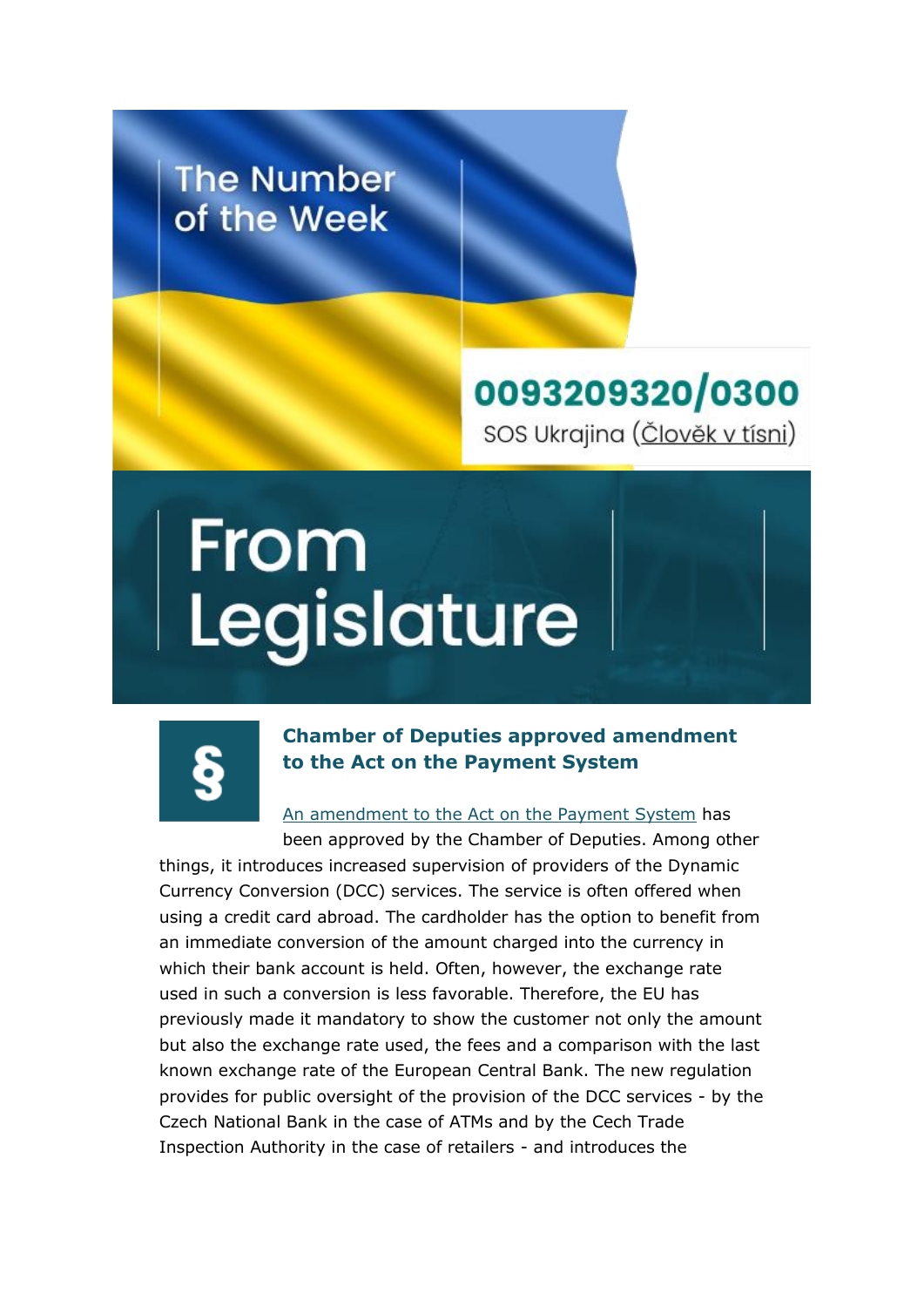## The Number of the Week

**0093209320/0300**

SOS Ukrajina (Člověk v tísni)

# From Legislature

§

### Chamber of Deputies approved amendment to the Act on the Payment System

An amendment to the Act on the Payment System has been approved by the Chamber of Deputies. Among other things, it introduces increased supervision of providers of the Dynamic Currency Conversion (DCC) services. The service is often offered when using a credit card abroad. The cardholder has the option to benefit from an immediate conversion of the amount charged into the currency in which their bank account is held. Often, however, the exchange rate used in such a conversion is less favorable. Therefore, the EU has previously made it mandatory to show the customer not only the amount but also the exchange rate used, the fees and a comparison with the last known exchange rate of the European Central Bank. The new regulation provides for public oversight of the provision of the DCC services - by the Czech National Bank in the case of ATMs and by the Cech Trade Inspection Authority in the case of retailers - and introduces the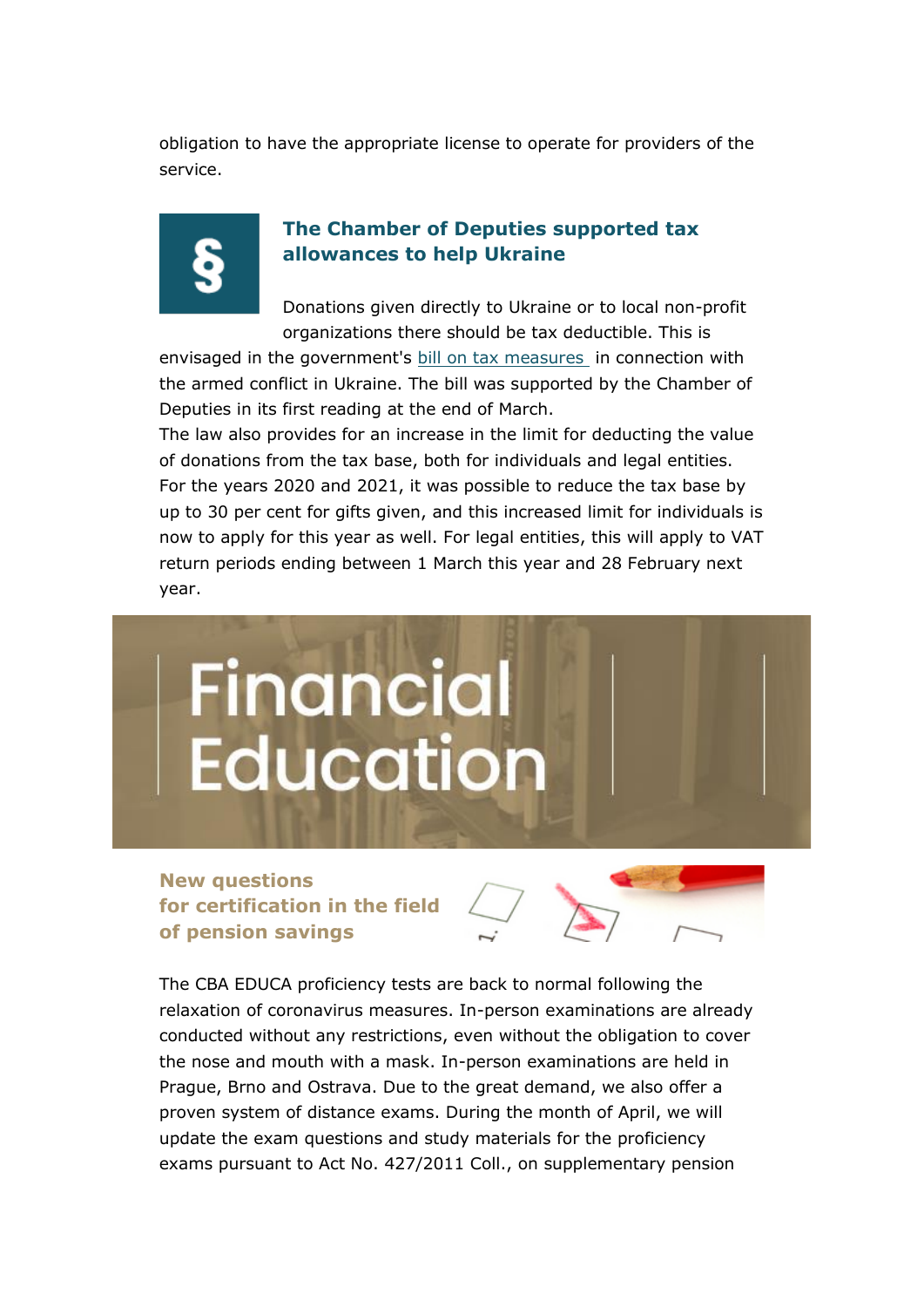obligation to have the appropriate license to operate for providers of the service.

### The Chamber of Deputies supported tax allowances to help Ukraine

Donations given directly to Ukraine or to local non-profit organizations there should be tax deductible. This is envisaged in the government's bill on tax measures in connection with the armed conflict in Ukraine. The bill was supported by the Chamber of Deputies in its first reading at the end of March.
The law also provides for an increase in the limit for deducting the value of donations from the tax base, both for individuals and legal entities. For the years 2020 and 2021, it was possible to reduce the tax base by up to 30 per cent for gifts given, and this increased limit for individuals is now to apply for this year as well. For legal entities, this will apply to VAT return periods ending between 1 March this year and 28 February next year.

## Financial Education

### New questions for certification in the field of pension savings

The CBA EDUCA proficiency tests are back to normal following the relaxation of coronavirus measures. In-person examinations are already conducted without any restrictions, even without the obligation to cover the nose and mouth with a mask. In-person examinations are held in Prague, Brno and Ostrava. Due to the great demand, we also offer a proven system of distance exams. During the month of April, we will update the exam questions and study materials for the proficiency exams pursuant to Act No. 427/2011 Coll., on supplementary pension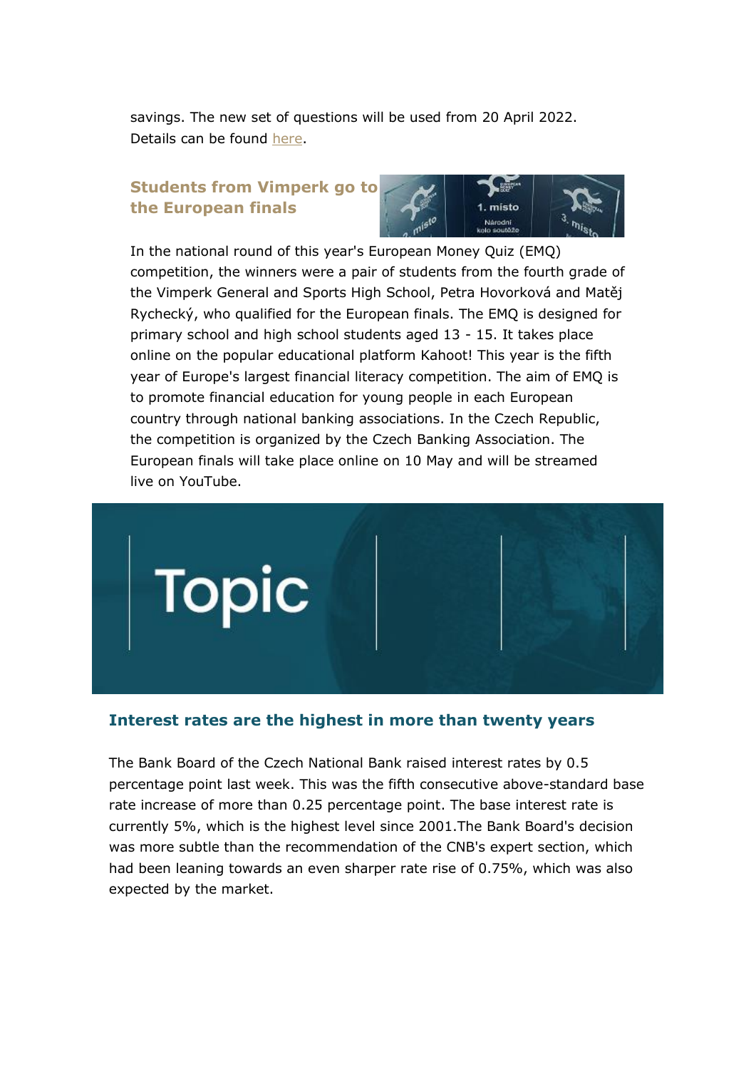savings. The new set of questions will be used from 20 April 2022. Details can be found here.

### Students from Vimperk go to the European finals

In the national round of this year's European Money Quiz (EMQ) competition, the winners were a pair of students from the fourth grade of the Vimperk General and Sports High School, Petra Hovorková and Matěj Rychecký, who qualified for the European finals. The EMQ is designed for primary school and high school students aged 13 - 15. It takes place online on the popular educational platform Kahoot! This year is the fifth year of Europe's largest financial literacy competition. The aim of EMQ is to promote financial education for young people in each European country through national banking associations. In the Czech Republic, the competition is organized by the Czech Banking Association. The European finals will take place online on 10 May and will be streamed live on YouTube.

# Topic

### Interest rates are the highest in more than twenty years

The Bank Board of the Czech National Bank raised interest rates by 0.5 percentage point last week. This was the fifth consecutive above-standard base rate increase of more than 0.25 percentage point. The base interest rate is currently 5%, which is the highest level since 2001.The Bank Board's decision was more subtle than the recommendation of the CNB's expert section, which had been leaning towards an even sharper rate rise of 0.75%, which was also expected by the market.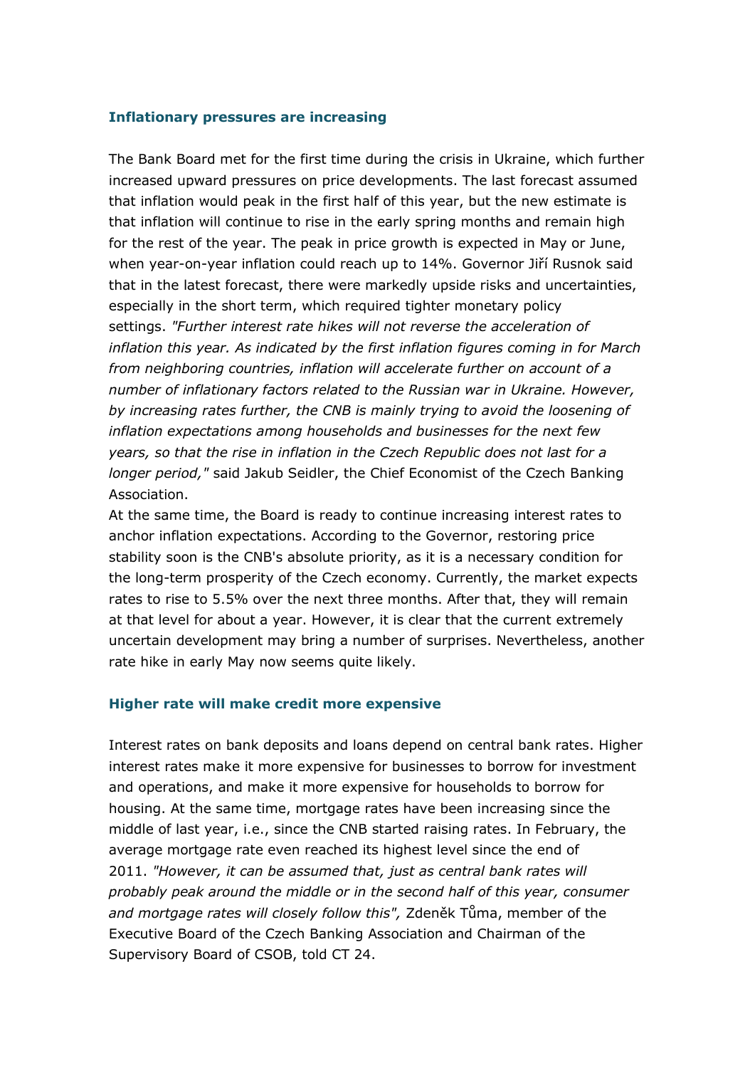### Inflationary pressures are increasing

The Bank Board met for the first time during the crisis in Ukraine, which further increased upward pressures on price developments. The last forecast assumed that inflation would peak in the first half of this year, but the new estimate is that inflation will continue to rise in the early spring months and remain high for the rest of the year. The peak in price growth is expected in May or June, when year-on-year inflation could reach up to 14%. Governor Jiří Rusnok said that in the latest forecast, there were markedly upside risks and uncertainties, especially in the short term, which required tighter monetary policy settings. *"Further interest rate hikes will not reverse the acceleration of inflation this year. As indicated by the first inflation figures coming in for March from neighboring countries, inflation will accelerate further on account of a number of inflationary factors related to the Russian war in Ukraine. However, by increasing rates further, the CNB is mainly trying to avoid the loosening of inflation expectations among households and businesses for the next few years, so that the rise in inflation in the Czech Republic does not last for a longer period,"* said Jakub Seidler, the Chief Economist of the Czech Banking Association.

At the same time, the Board is ready to continue increasing interest rates to anchor inflation expectations. According to the Governor, restoring price stability soon is the CNB's absolute priority, as it is a necessary condition for the long-term prosperity of the Czech economy. Currently, the market expects rates to rise to 5.5% over the next three months. After that, they will remain at that level for about a year. However, it is clear that the current extremely uncertain development may bring a number of surprises. Nevertheless, another rate hike in early May now seems quite likely.

### Higher rate will make credit more expensive

Interest rates on bank deposits and loans depend on central bank rates. Higher interest rates make it more expensive for businesses to borrow for investment and operations, and make it more expensive for households to borrow for housing. At the same time, mortgage rates have been increasing since the middle of last year, i.e., since the CNB started raising rates. In February, the average mortgage rate even reached its highest level since the end of 2011. *"However, it can be assumed that, just as central bank rates will probably peak around the middle or in the second half of this year, consumer and mortgage rates will closely follow this",* Zdeněk Tůma, member of the Executive Board of the Czech Banking Association and Chairman of the Supervisory Board of CSOB, told CT 24.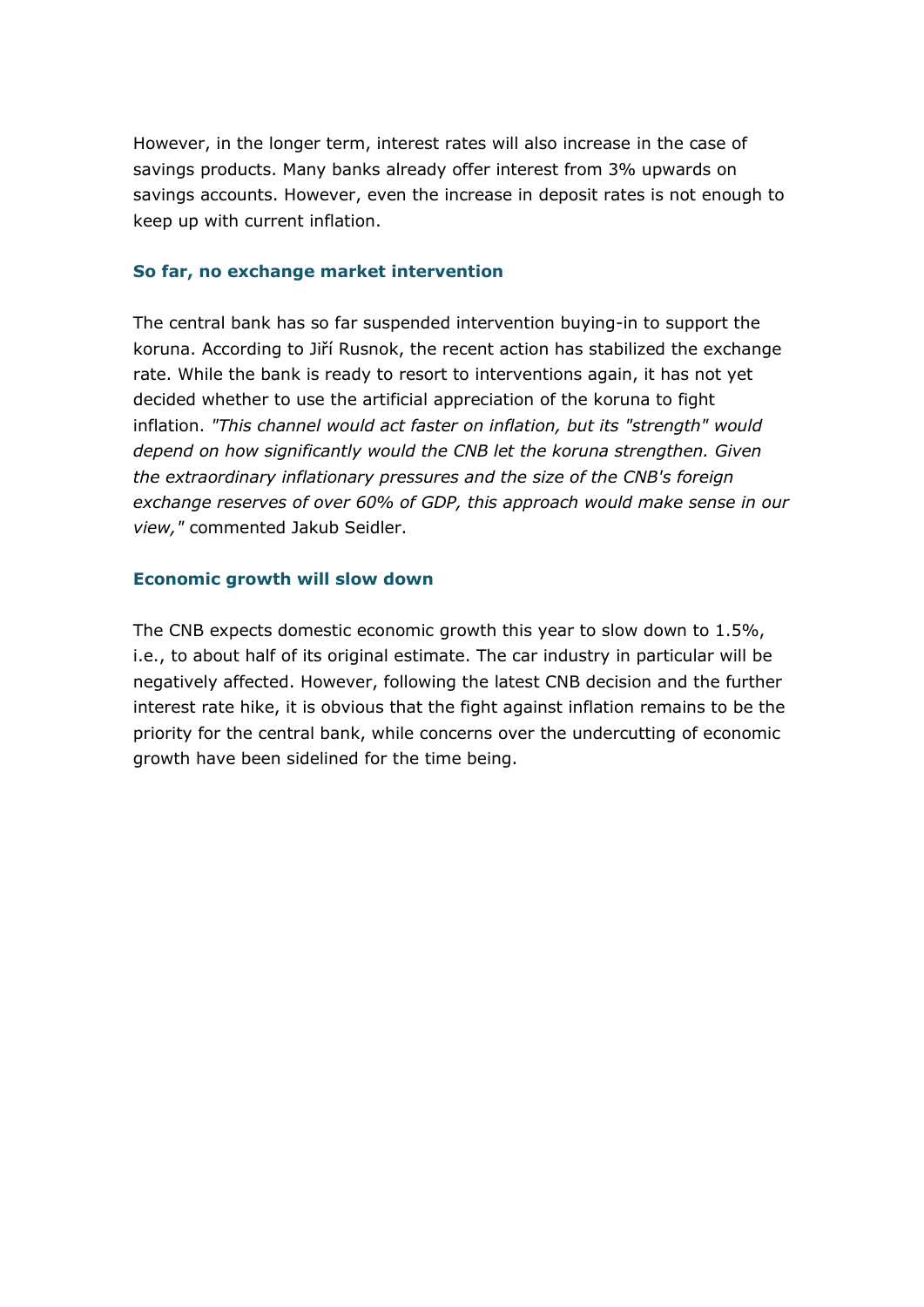However, in the longer term, interest rates will also increase in the case of savings products. Many banks already offer interest from 3% upwards on savings accounts. However, even the increase in deposit rates is not enough to keep up with current inflation.

### So far, no exchange market intervention

The central bank has so far suspended intervention buying-in to support the koruna. According to Jiří Rusnok, the recent action has stabilized the exchange rate. While the bank is ready to resort to interventions again, it has not yet decided whether to use the artificial appreciation of the koruna to fight inflation. *"This channel would act faster on inflation, but its "strength" would depend on how significantly would the CNB let the koruna strengthen. Given the extraordinary inflationary pressures and the size of the CNB's foreign exchange reserves of over 60% of GDP, this approach would make sense in our view,"* commented Jakub Seidler.

### Economic growth will slow down

The CNB expects domestic economic growth this year to slow down to 1.5%, i.e., to about half of its original estimate. The car industry in particular will be negatively affected. However, following the latest CNB decision and the further interest rate hike, it is obvious that the fight against inflation remains to be the priority for the central bank, while concerns over the undercutting of economic growth have been sidelined for the time being.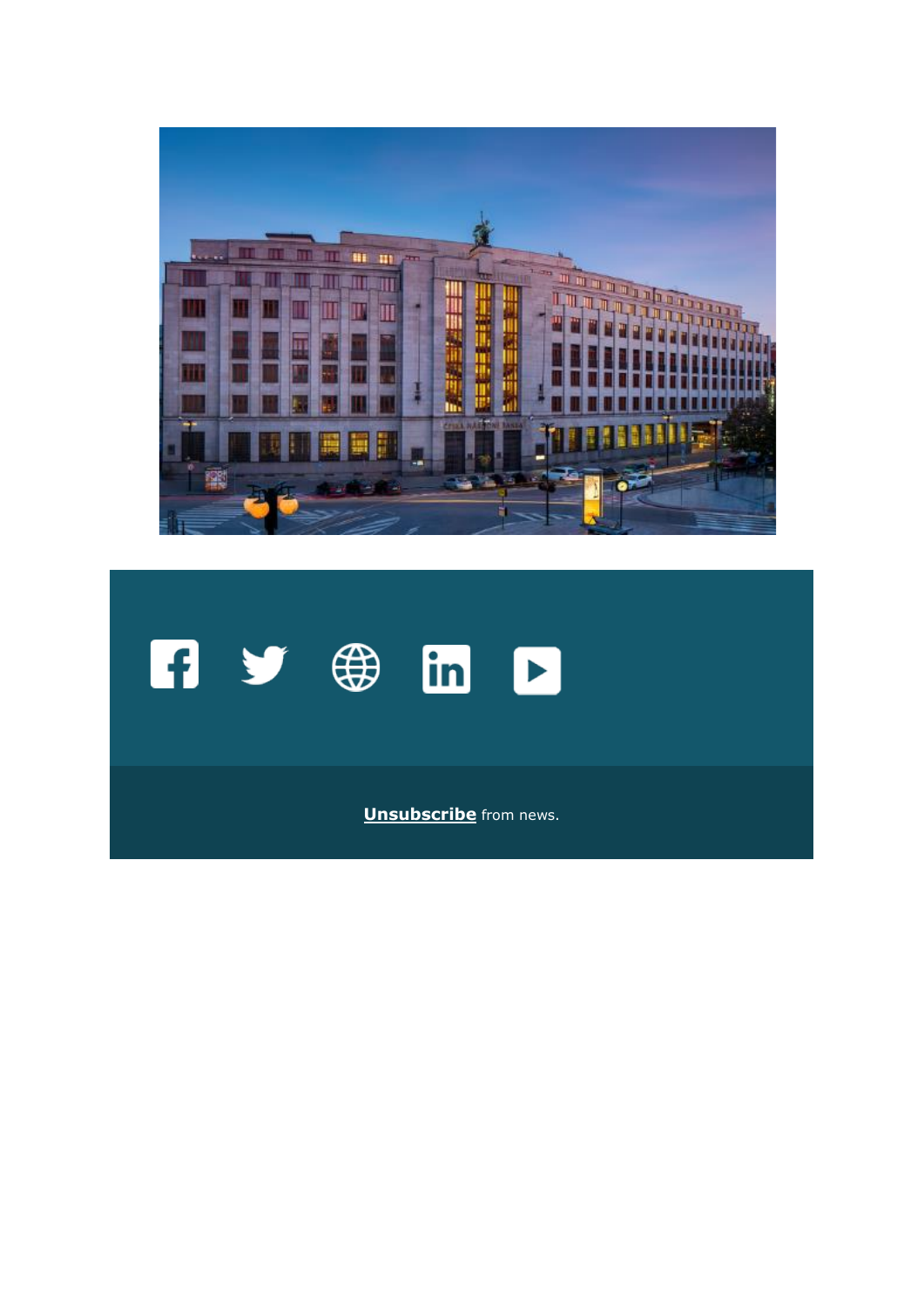**Unsubscribe** from news.